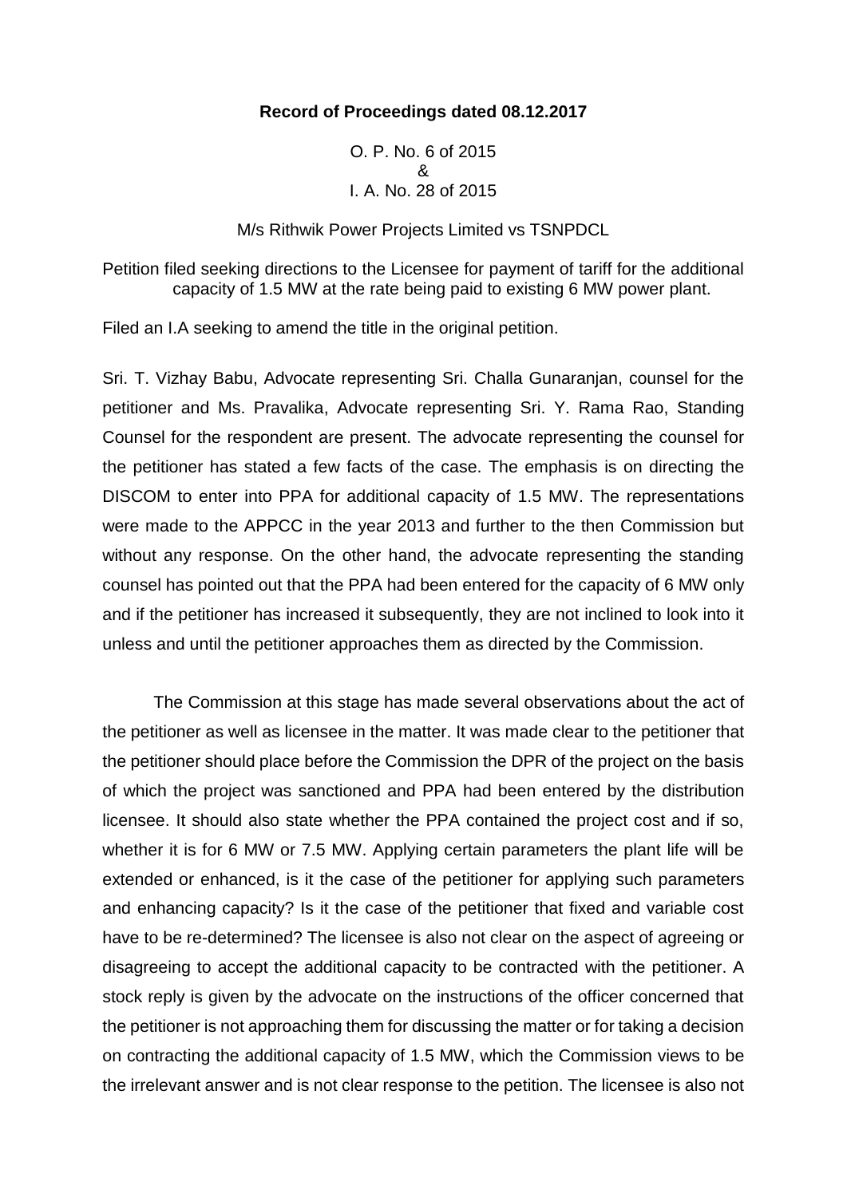**Record of Proceedings dated 08.12.2017**

O. P. No. 6 of 2015
&
I. A. No. 28 of 2015

M/s Rithwik Power Projects Limited vs TSNPDCL

Petition filed seeking directions to the Licensee for payment of tariff for the additional capacity of 1.5 MW at the rate being paid to existing 6 MW power plant.

Filed an I.A seeking to amend the title in the original petition.

Sri. T. Vizhay Babu, Advocate representing Sri. Challa Gunaranjan, counsel for the petitioner and Ms. Pravalika, Advocate representing Sri. Y. Rama Rao, Standing Counsel for the respondent are present. The advocate representing the counsel for the petitioner has stated a few facts of the case. The emphasis is on directing the DISCOM to enter into PPA for additional capacity of 1.5 MW. The representations were made to the APPCC in the year 2013 and further to the then Commission but without any response. On the other hand, the advocate representing the standing counsel has pointed out that the PPA had been entered for the capacity of 6 MW only and if the petitioner has increased it subsequently, they are not inclined to look into it unless and until the petitioner approaches them as directed by the Commission.

The Commission at this stage has made several observations about the act of the petitioner as well as licensee in the matter. It was made clear to the petitioner that the petitioner should place before the Commission the DPR of the project on the basis of which the project was sanctioned and PPA had been entered by the distribution licensee. It should also state whether the PPA contained the project cost and if so, whether it is for 6 MW or 7.5 MW. Applying certain parameters the plant life will be extended or enhanced, is it the case of the petitioner for applying such parameters and enhancing capacity? Is it the case of the petitioner that fixed and variable cost have to be re-determined? The licensee is also not clear on the aspect of agreeing or disagreeing to accept the additional capacity to be contracted with the petitioner. A stock reply is given by the advocate on the instructions of the officer concerned that the petitioner is not approaching them for discussing the matter or for taking a decision on contracting the additional capacity of 1.5 MW, which the Commission views to be the irrelevant answer and is not clear response to the petition. The licensee is also not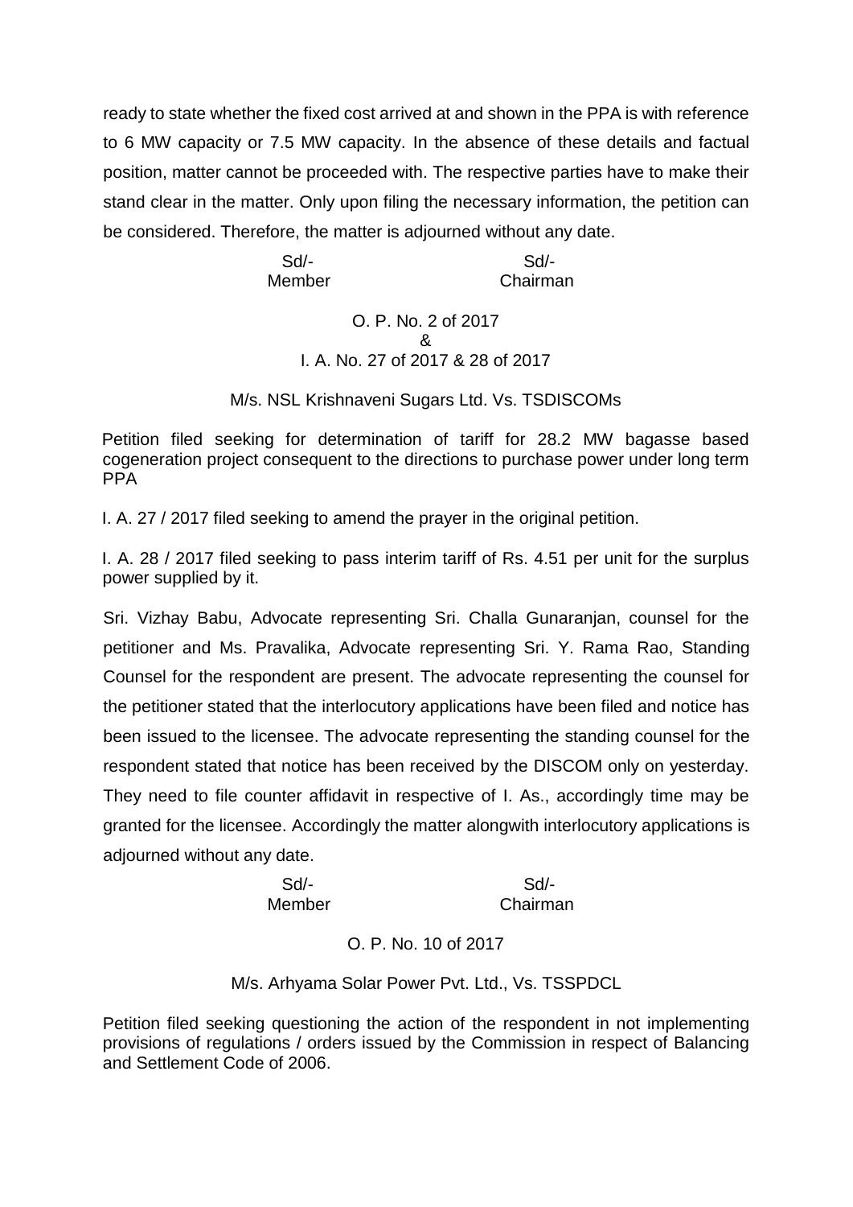ready to state whether the fixed cost arrived at and shown in the PPA is with reference to 6 MW capacity or 7.5 MW capacity. In the absence of these details and factual position, matter cannot be proceeded with. The respective parties have to make their stand clear in the matter. Only upon filing the necessary information, the petition can be considered. Therefore, the matter is adjourned without any date.

| Sd/- | Sd/- |
|---|---|
| Member | Chairman |

O. P. No. 2 of 2017
&
I. A. No. 27 of 2017 & 28 of 2017

M/s. NSL Krishnaveni Sugars Ltd. Vs. TSDISCOMs

Petition filed seeking for determination of tariff for 28.2 MW bagasse based cogeneration project consequent to the directions to purchase power under long term PPA

I. A. 27 / 2017 filed seeking to amend the prayer in the original petition.

I. A. 28 / 2017 filed seeking to pass interim tariff of Rs. 4.51 per unit for the surplus power supplied by it.

Sri. Vizhay Babu, Advocate representing Sri. Challa Gunaranjan, counsel for the petitioner and Ms. Pravalika, Advocate representing Sri. Y. Rama Rao, Standing Counsel for the respondent are present. The advocate representing the counsel for the petitioner stated that the interlocutory applications have been filed and notice has been issued to the licensee. The advocate representing the standing counsel for the respondent stated that notice has been received by the DISCOM only on yesterday. They need to file counter affidavit in respective of I. As., accordingly time may be granted for the licensee. Accordingly the matter alongwith interlocutory applications is adjourned without any date.

| Sd/- | Sd/- |
|---|---|
| Member | Chairman |

O. P. No. 10 of 2017

M/s. Arhyama Solar Power Pvt. Ltd., Vs. TSSPDCL

Petition filed seeking questioning the action of the respondent in not implementing provisions of regulations / orders issued by the Commission in respect of Balancing and Settlement Code of 2006.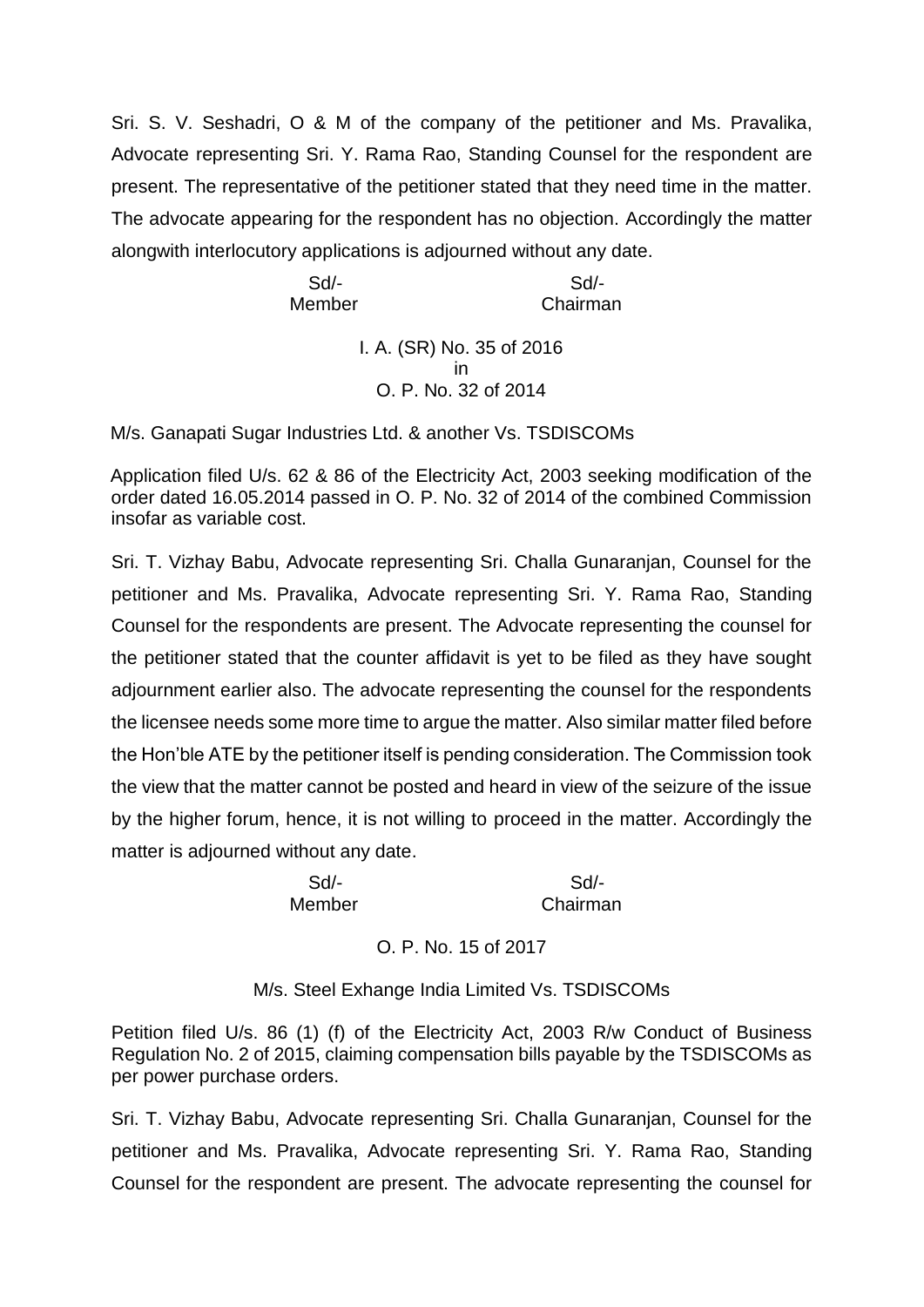Sri. S. V. Seshadri, O & M of the company of the petitioner and Ms. Pravalika, Advocate representing Sri. Y. Rama Rao, Standing Counsel for the respondent are present. The representative of the petitioner stated that they need time in the matter. The advocate appearing for the respondent has no objection. Accordingly the matter alongwith interlocutory applications is adjourned without any date.

| Sd/- | Sd/- |
|---|---|
| Member | Chairman |

I. A. (SR) No. 35 of 2016
in
O. P. No. 32 of 2014

M/s. Ganapati Sugar Industries Ltd. & another Vs. TSDISCOMs

Application filed U/s. 62 & 86 of the Electricity Act, 2003 seeking modification of the order dated 16.05.2014 passed in O. P. No. 32 of 2014 of the combined Commission insofar as variable cost.

Sri. T. Vizhay Babu, Advocate representing Sri. Challa Gunaranjan, Counsel for the petitioner and Ms. Pravalika, Advocate representing Sri. Y. Rama Rao, Standing Counsel for the respondents are present. The Advocate representing the counsel for the petitioner stated that the counter affidavit is yet to be filed as they have sought adjournment earlier also. The advocate representing the counsel for the respondents the licensee needs some more time to argue the matter. Also similar matter filed before the Hon'ble ATE by the petitioner itself is pending consideration. The Commission took the view that the matter cannot be posted and heard in view of the seizure of the issue by the higher forum, hence, it is not willing to proceed in the matter. Accordingly the matter is adjourned without any date.

| Sd/- | Sd/- |
|---|---|
| Member | Chairman |

O. P. No. 15 of 2017

M/s. Steel Exhange India Limited Vs. TSDISCOMs

Petition filed U/s. 86 (1) (f) of the Electricity Act, 2003 R/w Conduct of Business Regulation No. 2 of 2015, claiming compensation bills payable by the TSDISCOMs as per power purchase orders.

Sri. T. Vizhay Babu, Advocate representing Sri. Challa Gunaranjan, Counsel for the petitioner and Ms. Pravalika, Advocate representing Sri. Y. Rama Rao, Standing Counsel for the respondent are present. The advocate representing the counsel for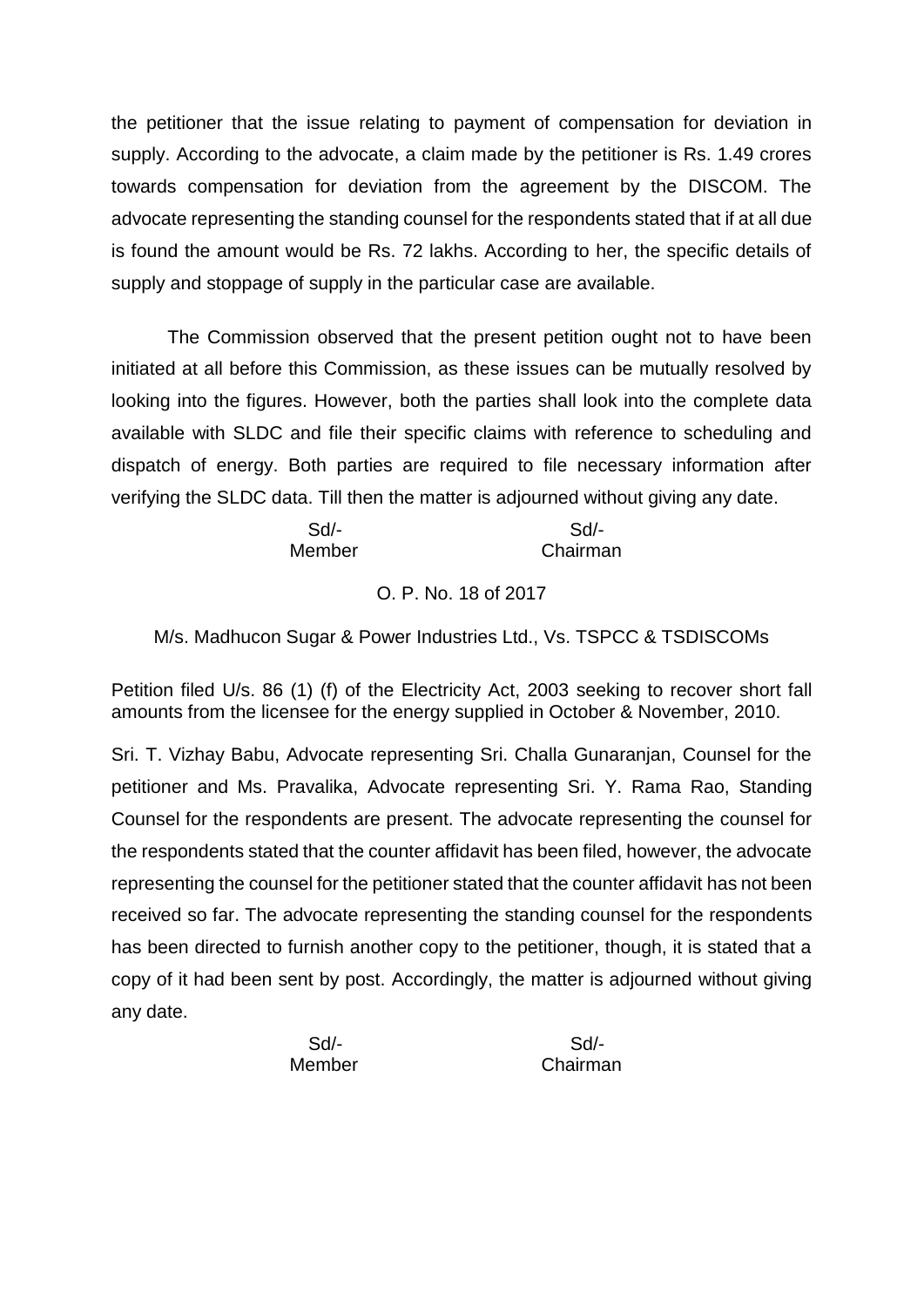the petitioner that the issue relating to payment of compensation for deviation in supply. According to the advocate, a claim made by the petitioner is Rs. 1.49 crores towards compensation for deviation from the agreement by the DISCOM. The advocate representing the standing counsel for the respondents stated that if at all due is found the amount would be Rs. 72 lakhs. According to her, the specific details of supply and stoppage of supply in the particular case are available.

The Commission observed that the present petition ought not to have been initiated at all before this Commission, as these issues can be mutually resolved by looking into the figures. However, both the parties shall look into the complete data available with SLDC and file their specific claims with reference to scheduling and dispatch of energy. Both parties are required to file necessary information after verifying the SLDC data. Till then the matter is adjourned without giving any date.

| Sd/- | Sd/- |
|---|---|
| Member | Chairman |

O. P. No. 18 of 2017

M/s. Madhucon Sugar & Power Industries Ltd., Vs. TSPCC & TSDISCOMs

Petition filed U/s. 86 (1) (f) of the Electricity Act, 2003 seeking to recover short fall amounts from the licensee for the energy supplied in October & November, 2010.

Sri. T. Vizhay Babu, Advocate representing Sri. Challa Gunaranjan, Counsel for the petitioner and Ms. Pravalika, Advocate representing Sri. Y. Rama Rao, Standing Counsel for the respondents are present. The advocate representing the counsel for the respondents stated that the counter affidavit has been filed, however, the advocate representing the counsel for the petitioner stated that the counter affidavit has not been received so far. The advocate representing the standing counsel for the respondents has been directed to furnish another copy to the petitioner, though, it is stated that a copy of it had been sent by post. Accordingly, the matter is adjourned without giving any date.

| Sd/- | Sd/- |
|---|---|
| Member | Chairman |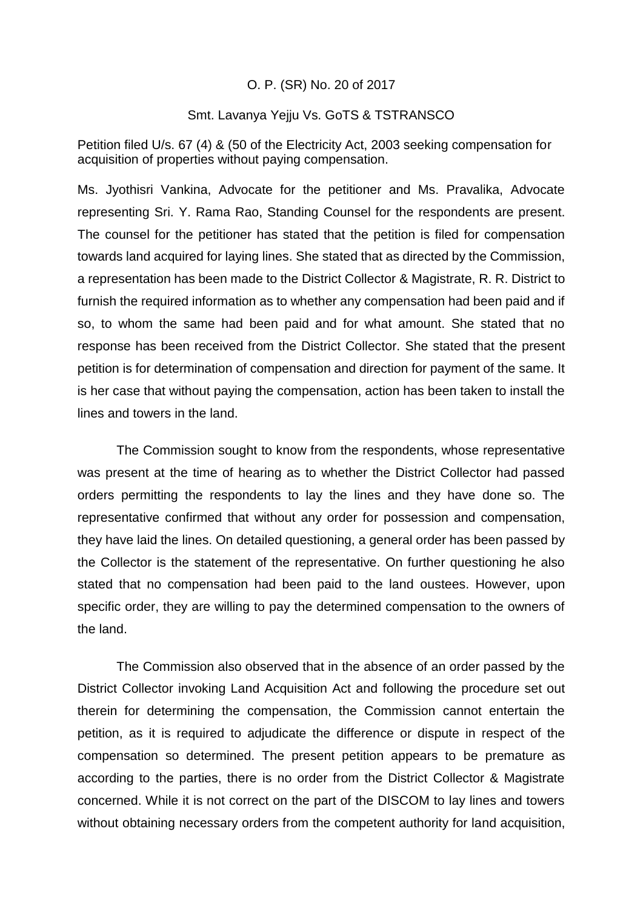O. P. (SR) No. 20 of 2017

Smt. Lavanya Yejju Vs. GoTS & TSTRANSCO

Petition filed U/s. 67 (4) & (50 of the Electricity Act, 2003 seeking compensation for acquisition of properties without paying compensation.

Ms. Jyothisri Vankina, Advocate for the petitioner and Ms. Pravalika, Advocate representing Sri. Y. Rama Rao, Standing Counsel for the respondents are present. The counsel for the petitioner has stated that the petition is filed for compensation towards land acquired for laying lines. She stated that as directed by the Commission, a representation has been made to the District Collector & Magistrate, R. R. District to furnish the required information as to whether any compensation had been paid and if so, to whom the same had been paid and for what amount. She stated that no response has been received from the District Collector. She stated that the present petition is for determination of compensation and direction for payment of the same. It is her case that without paying the compensation, action has been taken to install the lines and towers in the land.

The Commission sought to know from the respondents, whose representative was present at the time of hearing as to whether the District Collector had passed orders permitting the respondents to lay the lines and they have done so. The representative confirmed that without any order for possession and compensation, they have laid the lines. On detailed questioning, a general order has been passed by the Collector is the statement of the representative. On further questioning he also stated that no compensation had been paid to the land oustees. However, upon specific order, they are willing to pay the determined compensation to the owners of the land.

The Commission also observed that in the absence of an order passed by the District Collector invoking Land Acquisition Act and following the procedure set out therein for determining the compensation, the Commission cannot entertain the petition, as it is required to adjudicate the difference or dispute in respect of the compensation so determined. The present petition appears to be premature as according to the parties, there is no order from the District Collector & Magistrate concerned. While it is not correct on the part of the DISCOM to lay lines and towers without obtaining necessary orders from the competent authority for land acquisition,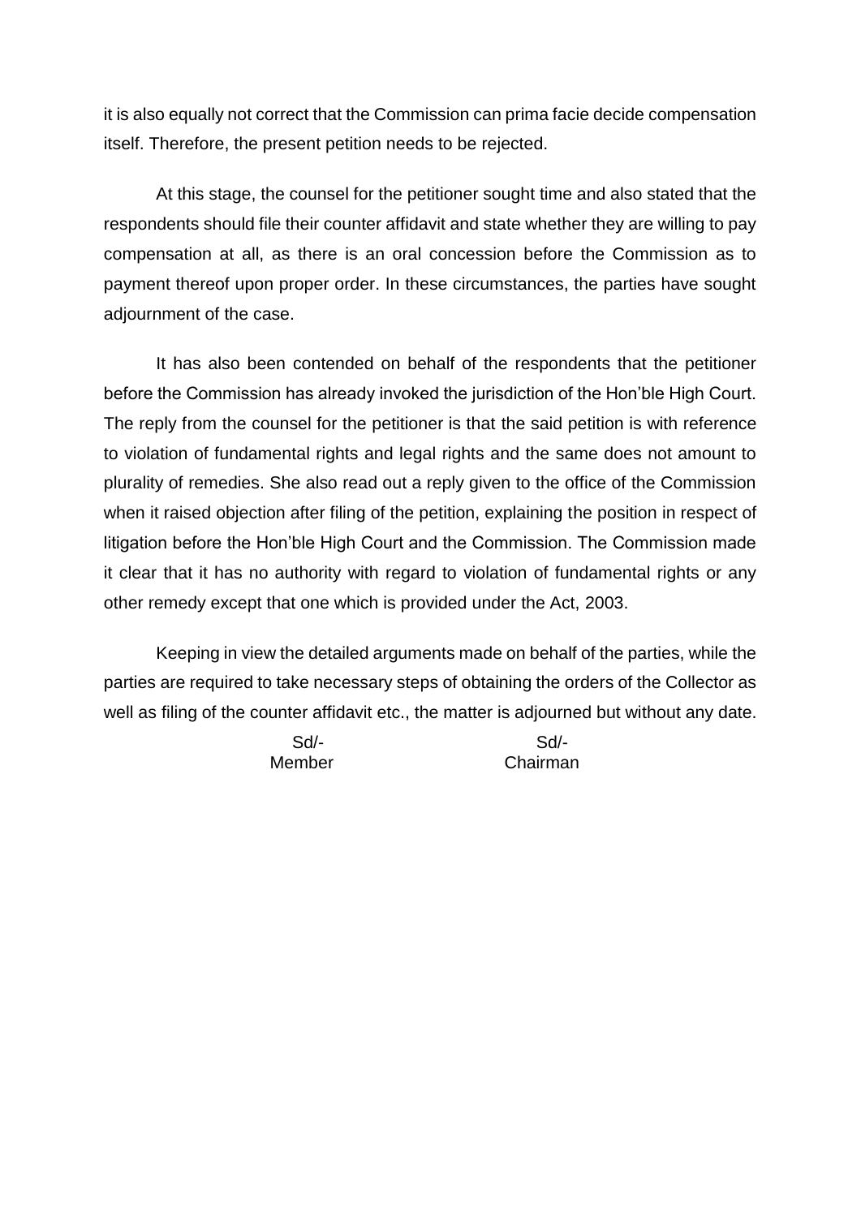it is also equally not correct that the Commission can prima facie decide compensation itself. Therefore, the present petition needs to be rejected.

At this stage, the counsel for the petitioner sought time and also stated that the respondents should file their counter affidavit and state whether they are willing to pay compensation at all, as there is an oral concession before the Commission as to payment thereof upon proper order. In these circumstances, the parties have sought adjournment of the case.

It has also been contended on behalf of the respondents that the petitioner before the Commission has already invoked the jurisdiction of the Hon'ble High Court. The reply from the counsel for the petitioner is that the said petition is with reference to violation of fundamental rights and legal rights and the same does not amount to plurality of remedies. She also read out a reply given to the office of the Commission when it raised objection after filing of the petition, explaining the position in respect of litigation before the Hon'ble High Court and the Commission. The Commission made it clear that it has no authority with regard to violation of fundamental rights or any other remedy except that one which is provided under the Act, 2003.

Keeping in view the detailed arguments made on behalf of the parties, while the parties are required to take necessary steps of obtaining the orders of the Collector as well as filing of the counter affidavit etc., the matter is adjourned but without any date.

Sd/-
Member

Sd/-
Chairman